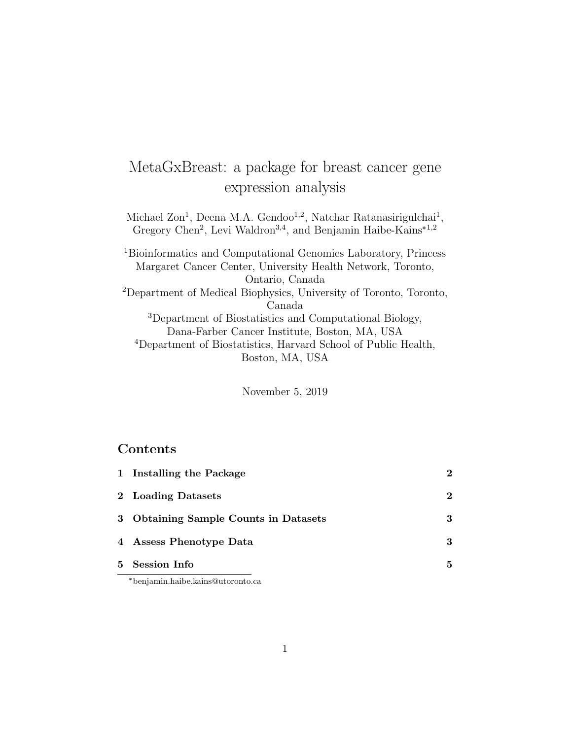# MetaGxBreast: a package for breast cancer gene expression analysis

Michael Zon[1], Deena M.A. Gendoo[1,2], Natchar Ratanasirigulchai[1], Gregory Chen[2], Levi Waldron[3,4], and Benjamin Haibe-Kains[*1,2]

[1]Bioinformatics and Computational Genomics Laboratory, Princess Margaret Cancer Center, University Health Network, Toronto, Ontario, Canada

[2]Department of Medical Biophysics, University of Toronto, Toronto, Canada

[3]Department of Biostatistics and Computational Biology, Dana-Farber Cancer Institute, Boston, MA, USA

[4]Department of Biostatistics, Harvard School of Public Health, Boston, MA, USA

November 5, 2019

## Contents

| | | |
|---|---|---|
| 1 | **Installing the Package** | 2 |
| 2 | **Loading Datasets** | 2 |
| 3 | **Obtaining Sample Counts in Datasets** | 3 |
| 4 | **Assess Phenotype Data** | 3 |
| 5 | **Session Info** | 5 |

[*]benjamin.haibe.kains@utoronto.ca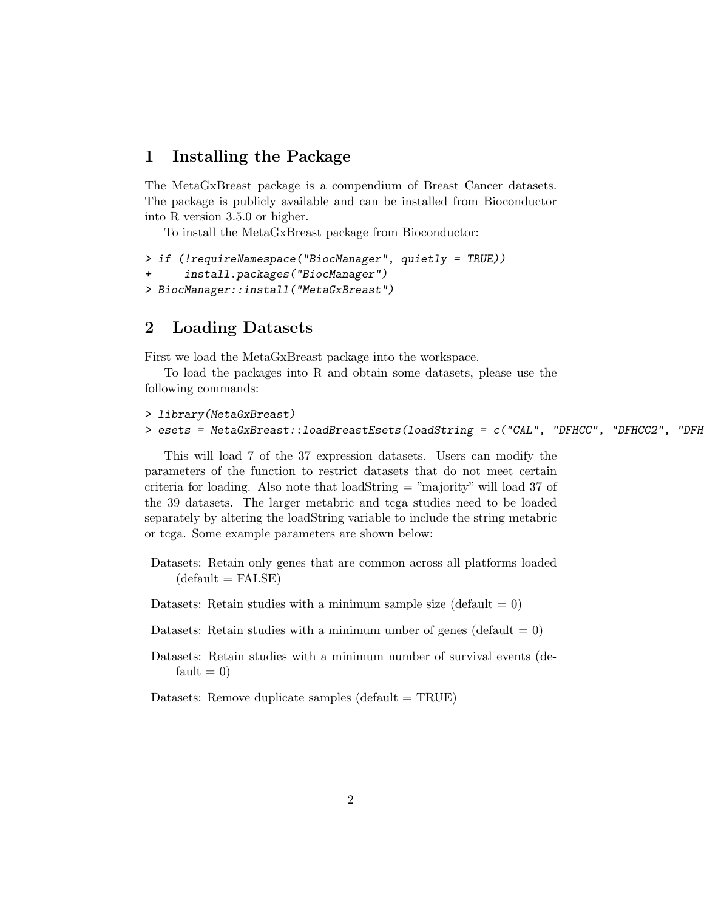## 1 Installing the Package

The MetaGxBreast package is a compendium of Breast Cancer datasets. The package is publicly available and can be installed from Bioconductor into R version 3.5.0 or higher.

To install the MetaGxBreast package from Bioconductor:

```
> if (!requireNamespace("BiocManager", quietly = TRUE))
+     install.packages("BiocManager")
> BiocManager::install("MetaGxBreast")
```

## 2 Loading Datasets

First we load the MetaGxBreast package into the workspace.

To load the packages into R and obtain some datasets, please use the following commands:

```
> library(MetaGxBreast)
> esets = MetaGxBreast::loadBreastEsets(loadString = c("CAL", "DFHCC", "DFHCC2", "DFH
```

This will load 7 of the 37 expression datasets. Users can modify the parameters of the function to restrict datasets that do not meet certain criteria for loading. Also note that loadString = "majority" will load 37 of the 39 datasets. The larger metabric and tcga studies need to be loaded separately by altering the loadString variable to include the string metabric or tcga. Some example parameters are shown below:

Datasets: Retain only genes that are common across all platforms loaded (default = FALSE)

Datasets: Retain studies with a minimum sample size (default = 0)

Datasets: Retain studies with a minimum umber of genes (default = 0)

Datasets: Retain studies with a minimum number of survival events (default = 0)

Datasets: Remove duplicate samples (default = TRUE)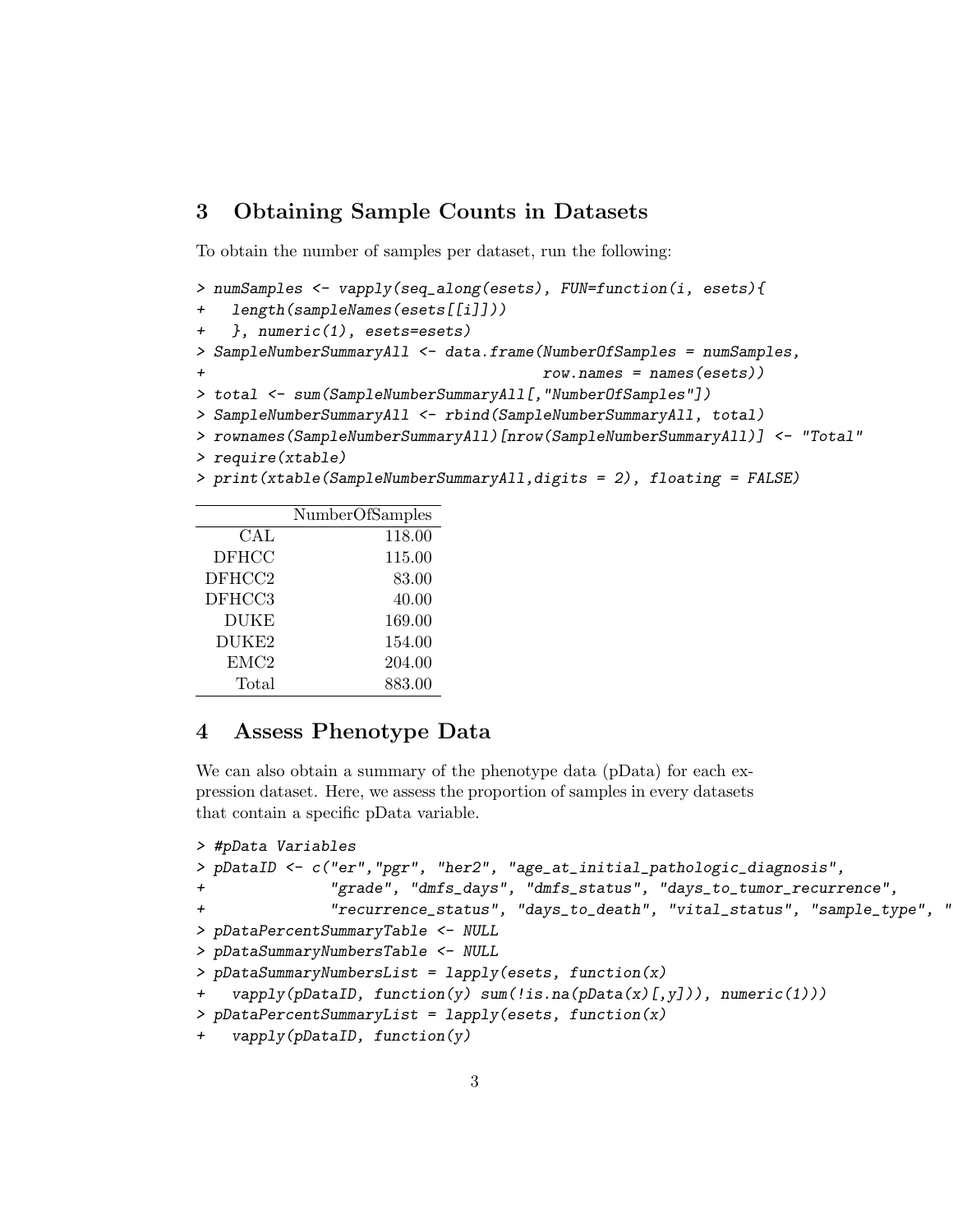## 3 Obtaining Sample Counts in Datasets

To obtain the number of samples per dataset, run the following:

```
> numSamples <- vapply(seq_along(esets), FUN=function(i, esets){
+   length(sampleNames(esets[[i]]))
+   }, numeric(1), esets=esets)
> SampleNumberSummaryAll <- data.frame(NumberOfSamples = numSamples,
+                                      row.names = names(esets))
> total <- sum(SampleNumberSummaryAll[,"NumberOfSamples"])
> SampleNumberSummaryAll <- rbind(SampleNumberSummaryAll, total)
> rownames(SampleNumberSummaryAll)[nrow(SampleNumberSummaryAll)] <- "Total"
> require(xtable)
> print(xtable(SampleNumberSummaryAll,digits = 2), floating = FALSE)
```

| | NumberOfSamples |
|---|---|
| CAL | 118.00 |
| DFHCC | 115.00 |
| DFHCC2 | 83.00 |
| DFHCC3 | 40.00 |
| DUKE | 169.00 |
| DUKE2 | 154.00 |
| EMC2 | 204.00 |
| Total | 883.00 |

## 4 Assess Phenotype Data

We can also obtain a summary of the phenotype data (pData) for each expression dataset. Here, we assess the proportion of samples in every datasets that contain a specific pData variable.

```
> #pData Variables
> pDataID <- c("er","pgr", "her2", "age_at_initial_pathologic_diagnosis",
+              "grade", "dmfs_days", "dmfs_status", "days_to_tumor_recurrence",
+              "recurrence_status", "days_to_death", "vital_status", "sample_type", "
> pDataPercentSummaryTable <- NULL
> pDataSummaryNumbersTable <- NULL
> pDataSummaryNumbersList = lapply(esets, function(x)
+   vapply(pDataID, function(y) sum(!is.na(pData(x)[,y])), numeric(1)))
> pDataPercentSummaryList = lapply(esets, function(x)
+   vapply(pDataID, function(y)
```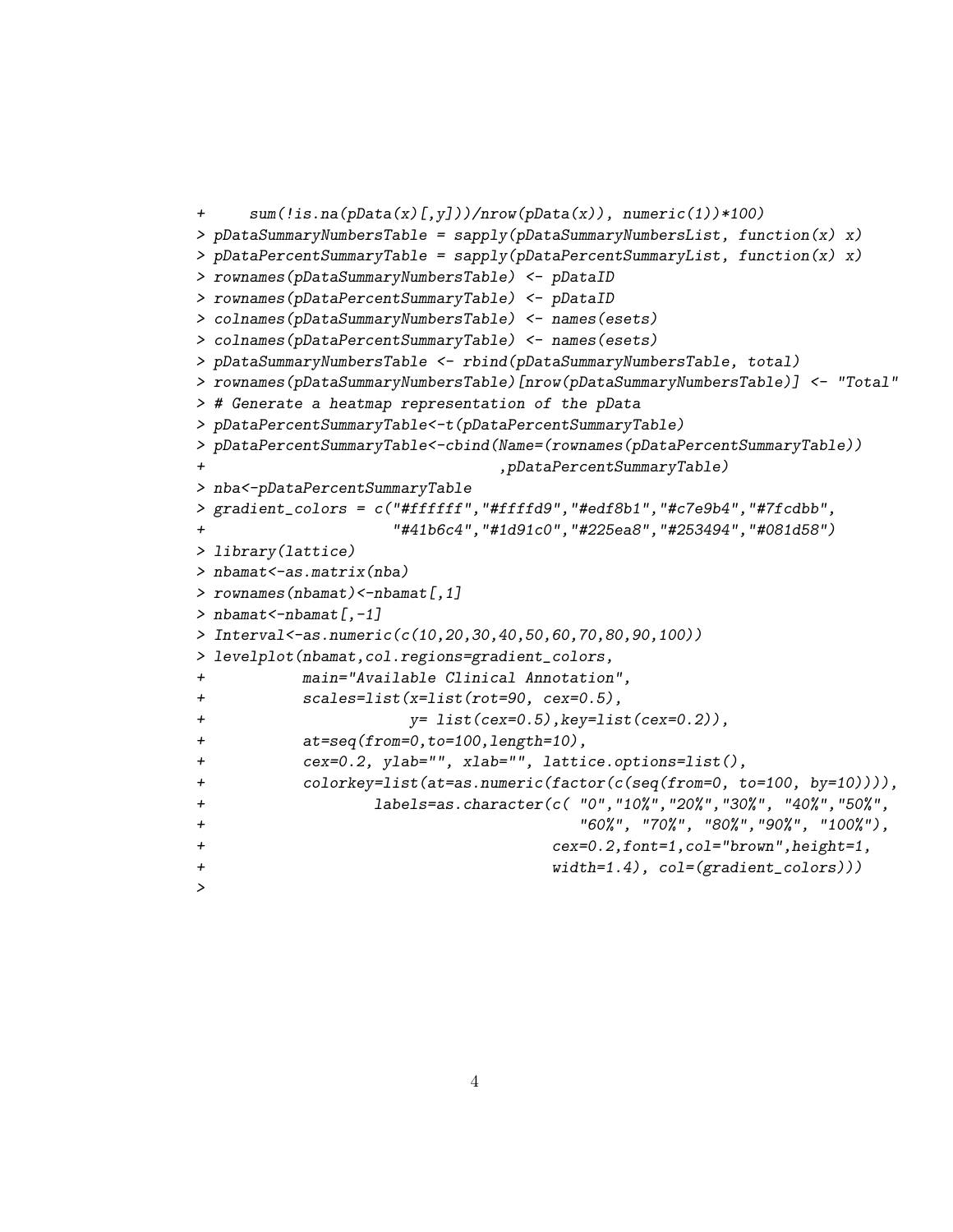```
+     sum(!is.na(pData(x)[,y]))/nrow(pData(x)), numeric(1))*100)
> pDataSummaryNumbersTable = sapply(pDataSummaryNumbersList, function(x) x)
> pDataPercentSummaryTable = sapply(pDataPercentSummaryList, function(x) x)
> rownames(pDataSummaryNumbersTable) <- pDataID
> rownames(pDataPercentSummaryTable) <- pDataID
> colnames(pDataSummaryNumbersTable) <- names(esets)
> colnames(pDataPercentSummaryTable) <- names(esets)
> pDataSummaryNumbersTable <- rbind(pDataSummaryNumbersTable, total)
> rownames(pDataSummaryNumbersTable)[nrow(pDataSummaryNumbersTable)] <- "Total"
> # Generate a heatmap representation of the pData
> pDataPercentSummaryTable<-t(pDataPercentSummaryTable)
> pDataPercentSummaryTable<-cbind(Name=(rownames(pDataPercentSummaryTable))
+                                 ,pDataPercentSummaryTable)
> nba<-pDataPercentSummaryTable
> gradient_colors = c("#ffffff","#ffffd9","#edf8b1","#c7e9b4","#7fcdbb",
+                     "#41b6c4","#1d91c0","#225ea8","#253494","#081d58")
> library(lattice)
> nbamat<-as.matrix(nba)
> rownames(nbamat)<-nbamat[,1]
> nbamat<-nbamat[,-1]
> Interval<-as.numeric(c(10,20,30,40,50,60,70,80,90,100))
> levelplot(nbamat,col.regions=gradient_colors,
+           main="Available Clinical Annotation",
+           scales=list(x=list(rot=90, cex=0.5),
+                       y= list(cex=0.5),key=list(cex=0.2)),
+           at=seq(from=0,to=100,length=10),
+           cex=0.2, ylab="", xlab="", lattice.options=list(),
+           colorkey=list(at=as.numeric(factor(c(seq(from=0, to=100, by=10)))),
+                  labels=as.character(c( "0","10%","20%","30%", "40%","50%",
+                                         "60%", "70%", "80%","90%", "100%"),
+                                       cex=0.2,font=1,col="brown",height=1,
+                                       width=1.4), col=(gradient_colors)))
>
```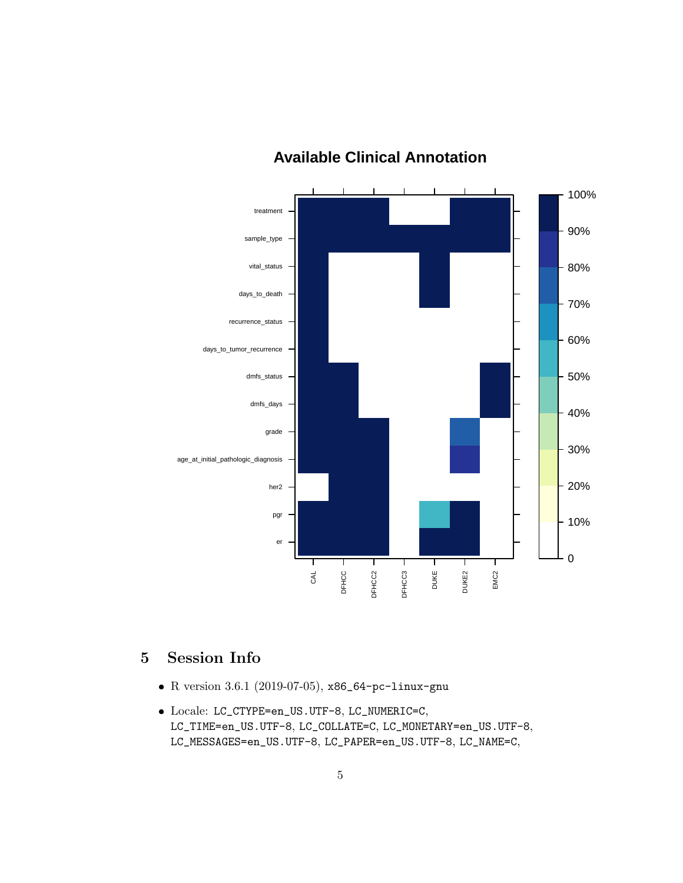**Available Clinical Annotation**

## 5 Session Info

- R version 3.6.1 (2019-07-05), `x86_64-pc-linux-gnu`
- Locale: `LC_CTYPE=en_US.UTF-8`, `LC_NUMERIC=C`, `LC_TIME=en_US.UTF-8`, `LC_COLLATE=C`, `LC_MONETARY=en_US.UTF-8`, `LC_MESSAGES=en_US.UTF-8`, `LC_PAPER=en_US.UTF-8`, `LC_NAME=C`,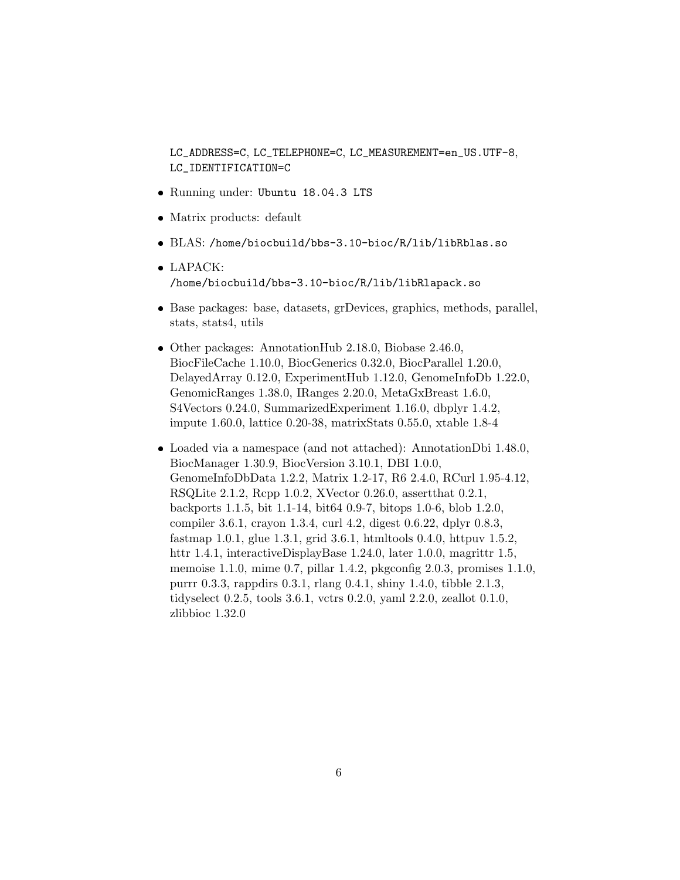LC_ADDRESS=C, LC_TELEPHONE=C, LC_MEASUREMENT=en_US.UTF-8, LC_IDENTIFICATION=C

- Running under: Ubuntu 18.04.3 LTS
- Matrix products: default
- BLAS: /home/biocbuild/bbs-3.10-bioc/R/lib/libRblas.so
- LAPACK: /home/biocbuild/bbs-3.10-bioc/R/lib/libRlapack.so
- Base packages: base, datasets, grDevices, graphics, methods, parallel, stats, stats4, utils
- Other packages: AnnotationHub 2.18.0, Biobase 2.46.0, BiocFileCache 1.10.0, BiocGenerics 0.32.0, BiocParallel 1.20.0, DelayedArray 0.12.0, ExperimentHub 1.12.0, GenomeInfoDb 1.22.0, GenomicRanges 1.38.0, IRanges 2.20.0, MetaGxBreast 1.6.0, S4Vectors 0.24.0, SummarizedExperiment 1.16.0, dbplyr 1.4.2, impute 1.60.0, lattice 0.20-38, matrixStats 0.55.0, xtable 1.8-4
- Loaded via a namespace (and not attached): AnnotationDbi 1.48.0, BiocManager 1.30.9, BiocVersion 3.10.1, DBI 1.0.0, GenomeInfoDbData 1.2.2, Matrix 1.2-17, R6 2.4.0, RCurl 1.95-4.12, RSQLite 2.1.2, Rcpp 1.0.2, XVector 0.26.0, assertthat 0.2.1, backports 1.1.5, bit 1.1-14, bit64 0.9-7, bitops 1.0-6, blob 1.2.0, compiler 3.6.1, crayon 1.3.4, curl 4.2, digest 0.6.22, dplyr 0.8.3, fastmap 1.0.1, glue 1.3.1, grid 3.6.1, htmltools 0.4.0, httpuv 1.5.2, httr 1.4.1, interactiveDisplayBase 1.24.0, later 1.0.0, magrittr 1.5, memoise 1.1.0, mime 0.7, pillar 1.4.2, pkgconfig 2.0.3, promises 1.1.0, purrr 0.3.3, rappdirs 0.3.1, rlang 0.4.1, shiny 1.4.0, tibble 2.1.3, tidyselect 0.2.5, tools 3.6.1, vctrs 0.2.0, yaml 2.2.0, zeallot 0.1.0, zlibbioc 1.32.0